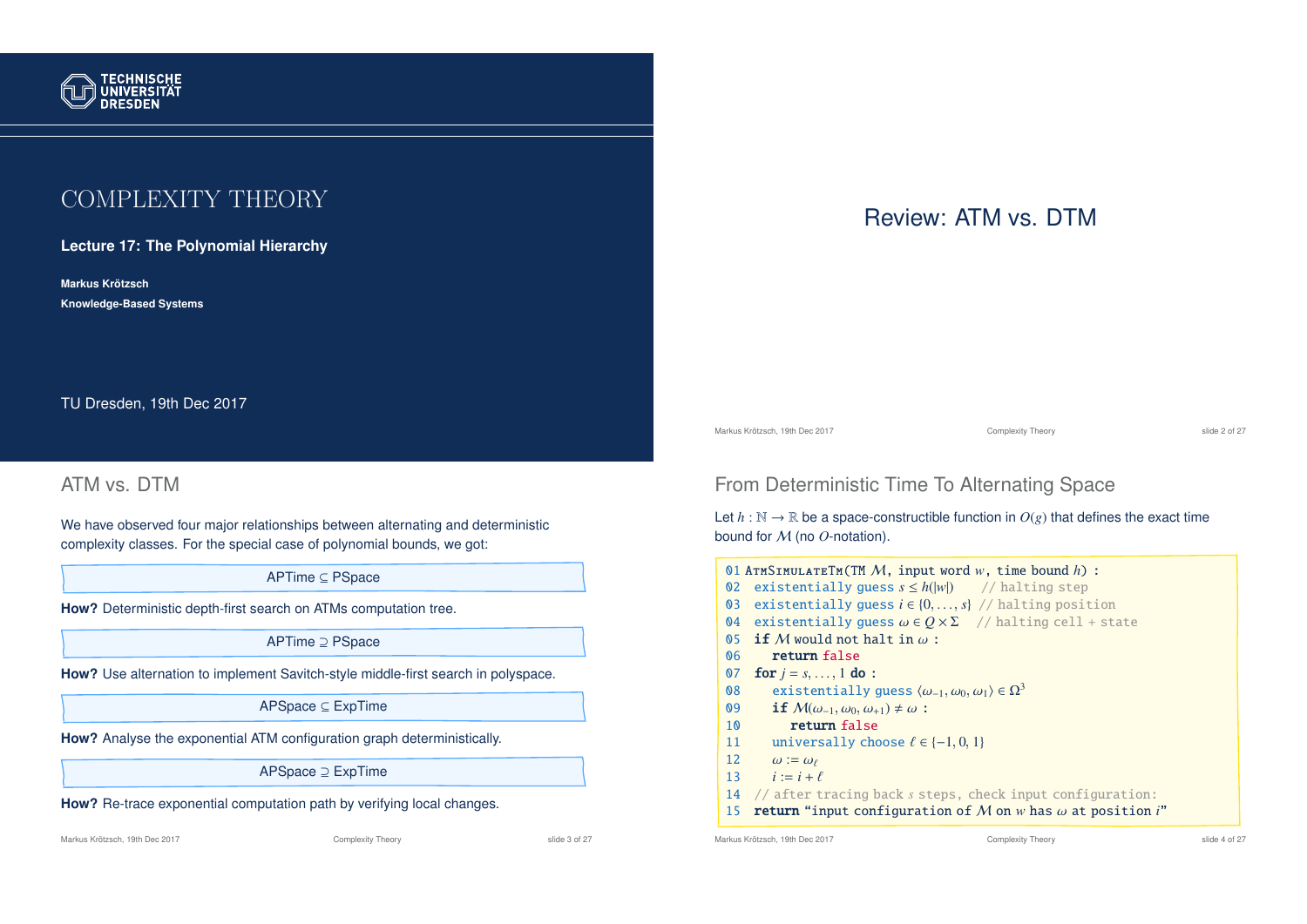# COMPLEXITY THEORY

**Lecture 17: The Polynomial Hierarchy**

**Markus Krötzsch**

**Knowledge-Based Systems**

TU Dresden, 19th Dec 2017

# Review: ATM vs. DTM

## ATM vs. DTM

We have observed four major relationships between alternating and deterministic complexity classes. For the special case of polynomial bounds, we got:

APTime $\subseteq$ PSpace

**How?** Deterministic depth-first search on ATMs computation tree.

APTime $\supseteq$ PSpace

**How?** Use alternation to implement Savitch-style middle-first search in polyspace.

APSpace $\subseteq$ ExpTime

**How?** Analyse the exponential ATM configuration graph deterministically.

APSpace $\supseteq$ ExpTime

**How?** Re-trace exponential computation path by verifying local changes.

## From Deterministic Time To Alternating Space

Let $h : \mathbb{N} \to \mathbb{R}$ be a space-constructible function in $O(g)$ that defines the exact time bound for $\mathcal{M}$ (no $O$-notation).

```
01 AtmSimulateTm(TM M, input word w, time bound h) :
02   existentially guess s ≤ h(|w|)      // halting step
03   existentially guess i ∈ {0, ..., s}  // halting position
04   existentially guess ω ∈ Q × Σ    // halting cell + state
05   if M would not halt in ω :
06     return false
07   for j = s, ..., 1 do :
08     existentially guess ⟨ω_{-1}, ω_0, ω_1⟩ ∈ Ω^3
09     if M(ω_{-1}, ω_0, ω_{+1}) ≠ ω :
10       return false
11     universally choose ℓ ∈ {−1, 0, 1}
12     ω := ω_ℓ
13     i := i + ℓ
14   // after tracing back s steps, check input configuration:
15   return "input configuration of M on w has ω at position i"
```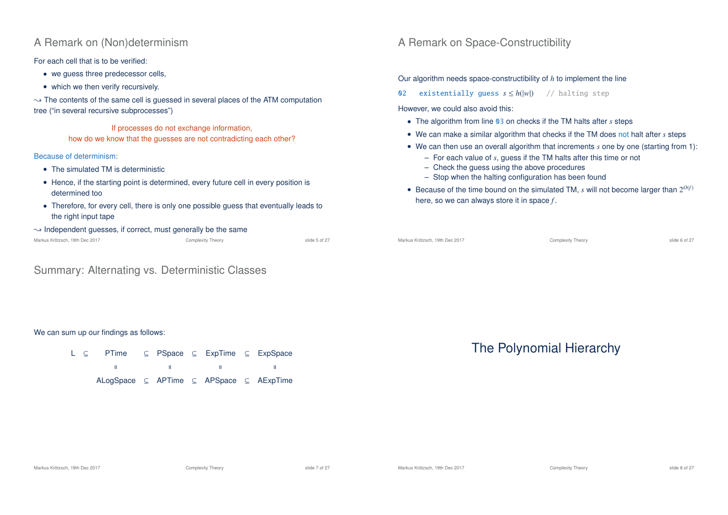## A Remark on (Non)determinism

For each cell that is to be verified:

- we guess three predecessor cells,
- which we then verify recursively.

⇝ The contents of the same cell is guessed in several places of the ATM computation tree ("in several recursive subprocesses")

If processes do not exchange information,
how do we know that the guesses are not contradicting each other?

Because of determinism:

- The simulated TM is deterministic
- Hence, if the starting point is determined, every future cell in every position is determined too
- Therefore, for every cell, there is only one possible guess that eventually leads to the right input tape

⇝ Independent guesses, if correct, must generally be the same

## A Remark on Space-Constructibility

Our algorithm needs space-constructibility of $h$ to implement the line

```
02   existentially guess s ≤ h(|w|)    // halting step
```

However, we could also avoid this:

- The algorithm from line 03 on checks if the TM halts after $s$ steps
- We can make a similar algorithm that checks if the TM does not halt after $s$ steps
- We can then use an overall algorithm that increments $s$ one by one (starting from 1):
  - For each value of $s$, guess if the TM halts after this time or not
  - Check the guess using the above procedures
  - Stop when the halting configuration has been found
- Because of the time bound on the simulated TM, $s$ will not become larger than $2^{O(f)}$ here, so we can always store it in space $f$.

## Summary: Alternating vs. Deterministic Classes

We can sum up our findings as follows:

$$
\begin{array}{ccccccccc}
\text{L} \subseteq & \text{PTime} & \subseteq & \text{PSpace} & \subseteq & \text{ExpTime} & \subseteq & \text{ExpSpace} \\
& \parallel & & \parallel & & \parallel & & \parallel \\
& \text{ALogSpace} & \subseteq & \text{APTime} & \subseteq & \text{APSpace} & \subseteq & \text{AExpTime}
\end{array}
$$

# The Polynomial Hierarchy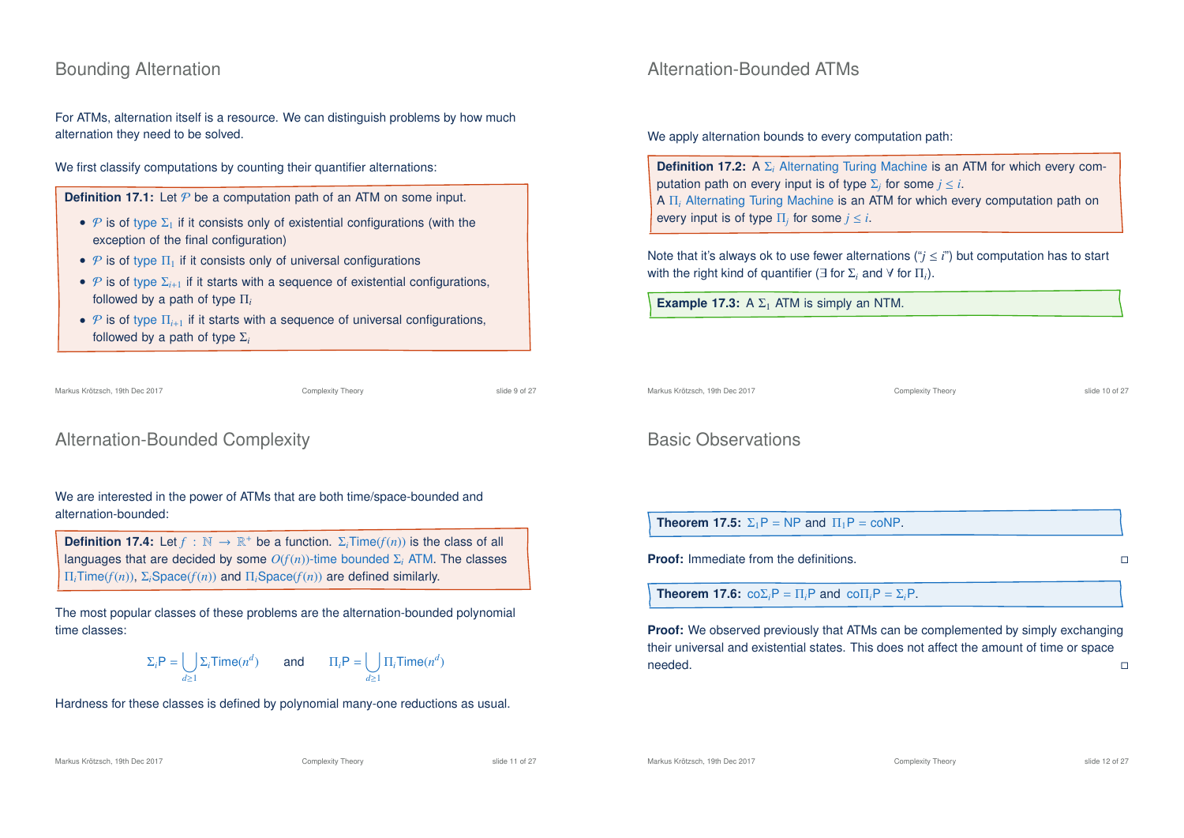## Bounding Alternation

For ATMs, alternation itself is a resource. We can distinguish problems by how much alternation they need to be solved.

We first classify computations by counting their quantifier alternations:

**Definition 17.1:** Let $\mathcal{P}$ be a computation path of an ATM on some input.

- $\mathcal{P}$ is of type $\Sigma_1$ if it consists only of existential configurations (with the exception of the final configuration)
- $\mathcal{P}$ is of type $\Pi_1$ if it consists only of universal configurations
- $\mathcal{P}$ is of type $\Sigma_{i+1}$ if it starts with a sequence of existential configurations, followed by a path of type $\Pi_i$
- $\mathcal{P}$ is of type $\Pi_{i+1}$ if it starts with a sequence of universal configurations, followed by a path of type $\Sigma_i$

## Alternation-Bounded ATMs

We apply alternation bounds to every computation path:

**Definition 17.2:** A $\Sigma_i$ Alternating Turing Machine is an ATM for which every computation path on every input is of type $\Sigma_j$ for some $j \leq i$.
A $\Pi_i$ Alternating Turing Machine is an ATM for which every computation path on every input is of type $\Pi_j$ for some $j \leq i$.

Note that it's always ok to use fewer alternations ("$j \leq i$") but computation has to start with the right kind of quantifier ($\exists$ for $\Sigma_i$ and $\forall$ for $\Pi_i$).

**Example 17.3:** A $\Sigma_1$ ATM is simply an NTM.

## Alternation-Bounded Complexity

We are interested in the power of ATMs that are both time/space-bounded and alternation-bounded:

**Definition 17.4:** Let $f : \mathbb{N} \to \mathbb{R}^+$ be a function. $\Sigma_i\mathrm{Time}(f(n))$ is the class of all languages that are decided by some $O(f(n))$-time bounded $\Sigma_i$ ATM. The classes $\Pi_i\mathrm{Time}(f(n))$, $\Sigma_i\mathrm{Space}(f(n))$ and $\Pi_i\mathrm{Space}(f(n))$ are defined similarly.

The most popular classes of these problems are the alternation-bounded polynomial time classes:

$$\Sigma_i\mathrm{P} = \bigcup_{d \geq 1} \Sigma_i\mathrm{Time}(n^d) \qquad \text{and} \qquad \Pi_i\mathrm{P} = \bigcup_{d \geq 1} \Pi_i\mathrm{Time}(n^d)$$

Hardness for these classes is defined by polynomial many-one reductions as usual.

## Basic Observations

**Theorem 17.5:** $\Sigma_1\mathrm{P} = \mathrm{NP}$ and $\Pi_1\mathrm{P} = \mathrm{coNP}$.

**Proof:** Immediate from the definitions. □

**Theorem 17.6:** $\mathrm{co}\Sigma_i\mathrm{P} = \Pi_i\mathrm{P}$ and $\mathrm{co}\Pi_i\mathrm{P} = \Sigma_i\mathrm{P}$.

**Proof:** We observed previously that ATMs can be complemented by simply exchanging their universal and existential states. This does not affect the amount of time or space needed. □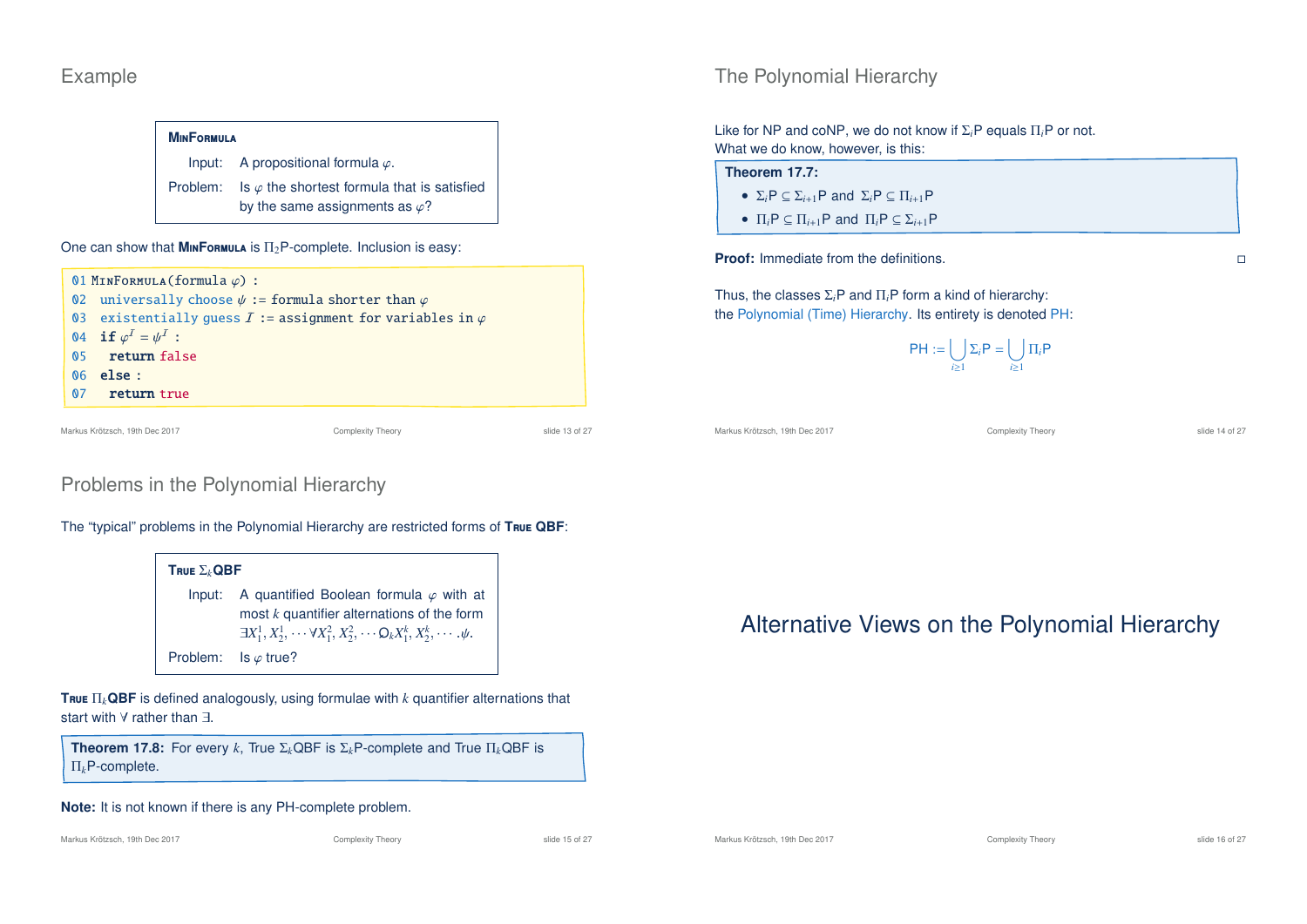## Example

**MinFormula**

Input: A propositional formula $\varphi$.

Problem: Is $\varphi$ the shortest formula that is satisfied by the same assignments as $\varphi$?

One can show that **MinFormula** is $\Pi_2$P-complete. Inclusion is easy:

```
01 MinFormula(formula φ) :
02   universally choose ψ := formula shorter than φ
03   existentially guess I := assignment for variables in φ
04   if φ^I = ψ^I :
05     return false
06   else :
07     return true
```

## The Polynomial Hierarchy

Like for NP and coNP, we do not know if $\Sigma_i$P equals $\Pi_i$P or not.
What we do know, however, is this:

**Theorem 17.7:**

- $\Sigma_i\text{P} \subseteq \Sigma_{i+1}\text{P}$ and $\Sigma_i\text{P} \subseteq \Pi_{i+1}\text{P}$
- $\Pi_i\text{P} \subseteq \Pi_{i+1}\text{P}$ and $\Pi_i\text{P} \subseteq \Sigma_{i+1}\text{P}$

**Proof:** Immediate from the definitions. □

Thus, the classes $\Sigma_i$P and $\Pi_i$P form a kind of hierarchy:
the Polynomial (Time) Hierarchy. Its entirety is denoted PH:

$$\text{PH} := \bigcup_{i \geq 1} \Sigma_i\text{P} = \bigcup_{i \geq 1} \Pi_i\text{P}$$

## Problems in the Polynomial Hierarchy

The "typical" problems in the Polynomial Hierarchy are restricted forms of **True QBF**:

**True $\Sigma_k$QBF**

Input: A quantified Boolean formula $\varphi$ with at most $k$ quantifier alternations of the form $\exists X_1^1, X_2^1, \cdots \forall X_1^2, X_2^2, \cdots \mathsf{Q}_k X_1^k, X_2^k, \cdots .\psi$.

Problem: Is $\varphi$ true?

**True $\Pi_k$QBF** is defined analogously, using formulae with $k$ quantifier alternations that start with $\forall$ rather than $\exists$.

**Theorem 17.8:** For every $k$, True $\Sigma_k$QBF is $\Sigma_k$P-complete and True $\Pi_k$QBF is $\Pi_k$P-complete.

**Note:** It is not known if there is any PH-complete problem.

# Alternative Views on the Polynomial Hierarchy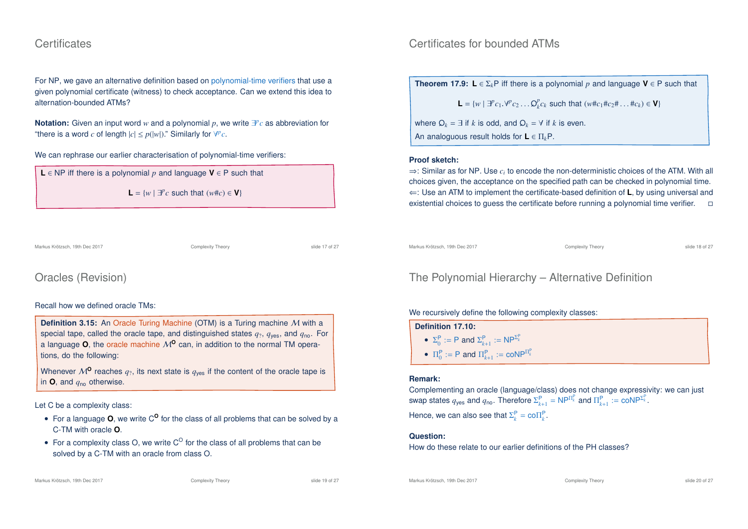## Certificates

For NP, we gave an alternative definition based on polynomial-time verifiers that use a given polynomial certificate (witness) to check acceptance. Can we extend this idea to alternation-bounded ATMs?

**Notation:** Given an input word $w$ and a polynomial $p$, we write $\exists^p c$ as abbreviation for "there is a word $c$ of length $|c| \leq p(|w|)$." Similarly for $\forall^p c$.

We can rephrase our earlier characterisation of polynomial-time verifiers:

**L** $\in$ NP iff there is a polynomial $p$ and language **V** $\in$ P such that

$$\mathbf{L} = \{w \mid \exists^p c \text{ such that } (w\#c) \in \mathbf{V}\}$$

## Certificates for bounded ATMs

**Theorem 17.9:** **L** $\in \Sigma_k$P iff there is a polynomial $p$ and language **V** $\in$ P such that

$$\mathbf{L} = \{w \mid \exists^p c_1.\forall^p c_2 \ldots \mathcal{Q}_k^p c_k \text{ such that } (w\#c_1\#c_2\# \ldots \#c_k) \in \mathbf{V}\}$$

where $\mathcal{Q}_k = \exists$ if $k$ is odd, and $\mathcal{Q}_k = \forall$ if $k$ is even.

An analoguous result holds for **L** $\in \Pi_k$P.

**Proof sketch:**

$\Rightarrow$: Similar as for NP. Use $c_i$ to encode the non-deterministic choices of the ATM. With all choices given, the acceptance on the specified path can be checked in polynomial time.

$\Leftarrow$: Use an ATM to implement the certificate-based definition of **L**, by using universal and existential choices to guess the certificate before running a polynomial time verifier. □

## Oracles (Revision)

Recall how we defined oracle TMs:

**Definition 3.15:** An Oracle Turing Machine (OTM) is a Turing machine $\mathcal{M}$ with a special tape, called the oracle tape, and distinguished states $q_?$, $q_{\text{yes}}$, and $q_{\text{no}}$. For a language **O**, the oracle machine $\mathcal{M}^{\mathbf{O}}$ can, in addition to the normal TM operations, do the following:

Whenever $\mathcal{M}^{\mathbf{O}}$ reaches $q_?$, its next state is $q_{\text{yes}}$ if the content of the oracle tape is in **O**, and $q_{\text{no}}$ otherwise.

Let C be a complexity class:

- For a language **O**, we write $\mathsf{C}^{\mathbf{O}}$ for the class of all problems that can be solved by a C-TM with oracle **O**.
- For a complexity class O, we write $\mathsf{C}^{\mathsf{O}}$ for the class of all problems that can be solved by a C-TM with an oracle from class O.

## The Polynomial Hierarchy – Alternative Definition

We recursively define the following complexity classes:

**Definition 17.10:**

- $\Sigma_0^{\mathsf{P}} := \mathsf{P}$ and $\Sigma_{k+1}^{\mathsf{P}} := \mathsf{NP}^{\Sigma_k^{\mathsf{P}}}$
- $\Pi_0^{\mathsf{P}} := \mathsf{P}$ and $\Pi_{k+1}^{\mathsf{P}} := \mathsf{coNP}^{\Pi_k^{\mathsf{P}}}$

**Remark:**

Complementing an oracle (language/class) does not change expressivity: we can just swap states $q_{\text{yes}}$ and $q_{\text{no}}$. Therefore $\Sigma_{k+1}^{\mathsf{P}} = \mathsf{NP}^{\Pi_k^{\mathsf{P}}}$ and $\Pi_{k+1}^{\mathsf{P}} := \mathsf{coNP}^{\Sigma_k^{\mathsf{P}}}$.

Hence, we can also see that $\Sigma_k^{\mathsf{P}} = \mathsf{co}\Pi_k^{\mathsf{P}}$.

**Question:**

How do these relate to our earlier definitions of the PH classes?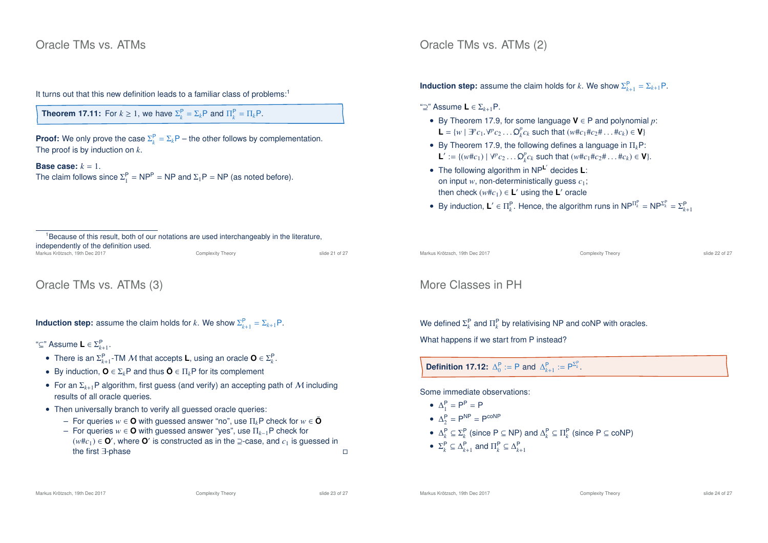## Oracle TMs vs. ATMs

It turns out that this new definition leads to a familiar class of problems:[1]

**Theorem 17.11:** For $k \geq 1$, we have $\Sigma_k^\mathsf{P} = \Sigma_k\mathsf{P}$ and $\Pi_k^\mathsf{P} = \Pi_k\mathsf{P}$.

**Proof:** We only prove the case $\Sigma_k^\mathsf{P} = \Sigma_k\mathsf{P}$ – the other follows by complementation. The proof is by induction on $k$.

**Base case:** $k = 1$.
The claim follows since $\Sigma_1^\mathsf{P} = \mathsf{NP}^\mathsf{P} = \mathsf{NP}$ and $\Sigma_1\mathsf{P} = \mathsf{NP}$ (as noted before).

[1] Because of this result, both of our notations are used interchangeably in the literature, independently of the definition used.

## Oracle TMs vs. ATMs (2)

**Induction step:** assume the claim holds for $k$. We show $\Sigma_{k+1}^\mathsf{P} = \Sigma_{k+1}\mathsf{P}$.

"$\supseteq$" Assume $\mathbf{L} \in \Sigma_{k+1}\mathsf{P}$.

- By Theorem 17.9, for some language $\mathbf{V} \in \mathsf{P}$ and polynomial $p$:
  $\mathbf{L} = \{w \mid \exists^p c_1.\forall^p c_2 \ldots \mathcal{Q}_k^p c_k \text{ such that } (w\#c_1\#c_2\# \ldots \#c_k) \in \mathbf{V}\}$
- By Theorem 17.9, the following defines a language in $\Pi_k\mathsf{P}$:
  $\mathbf{L}' := \{(w\#c_1) \mid \forall^p c_2 \ldots \mathcal{Q}_k^p c_k \text{ such that } (w\#c_1\#c_2\# \ldots \#c_k) \in \mathbf{V}\}$.
- The following algorithm in $\mathsf{NP}^{\mathbf{L}'}$ decides $\mathbf{L}$:
  on input $w$, non-deterministically guess $c_1$;
  then check $(w\#c_1) \in \mathbf{L}'$ using the $\mathbf{L}'$ oracle
- By induction, $\mathbf{L}' \in \Pi_k^\mathsf{P}$. Hence, the algorithm runs in $\mathsf{NP}^{\Pi_k^\mathsf{P}} = \mathsf{NP}^{\Sigma_k^\mathsf{P}} = \Sigma_{k+1}^\mathsf{P}$

## Oracle TMs vs. ATMs (3)

**Induction step:** assume the claim holds for $k$. We show $\Sigma_{k+1}^\mathsf{P} = \Sigma_{k+1}\mathsf{P}$.

"$\subseteq$" Assume $\mathbf{L} \in \Sigma_{k+1}^\mathsf{P}$.

- There is an $\Sigma_{k+1}^\mathsf{P}$-TM $\mathcal{M}$ that accepts $\mathbf{L}$, using an oracle $\mathbf{O} \in \Sigma_k^\mathsf{P}$.
- By induction, $\mathbf{O} \in \Sigma_k\mathsf{P}$ and thus $\bar{\mathbf{O}} \in \Pi_k\mathsf{P}$ for its complement
- For an $\Sigma_{k+1}\mathsf{P}$ algorithm, first guess (and verify) an accepting path of $\mathcal{M}$ including results of all oracle queries.
- Then universally branch to verify all guessed oracle queries:
  - For queries $w \in \mathbf{O}$ with guessed answer "no", use $\Pi_k\mathsf{P}$ check for $w \in \bar{\mathbf{O}}$
  - For queries $w \in \mathbf{O}$ with guessed answer "yes", use $\Pi_{k-1}\mathsf{P}$ check for $(w\#c_1) \in \mathbf{O}'$, where $\mathbf{O}'$ is constructed as in the $\supseteq$-case, and $c_1$ is guessed in the first $\exists$-phase

□

## More Classes in PH

We defined $\Sigma_k^\mathsf{P}$ and $\Pi_k^\mathsf{P}$ by relativising NP and coNP with oracles.

What happens if we start from P instead?

**Definition 17.12:** $\Delta_0^\mathsf{P} := \mathsf{P}$ and $\Delta_{k+1}^\mathsf{P} := \mathsf{P}^{\Sigma_k^\mathsf{P}}$.

Some immediate observations:

- $\Delta_1^\mathsf{P} = \mathsf{P}^\mathsf{P} = \mathsf{P}$
- $\Delta_2^\mathsf{P} = \mathsf{P}^\mathsf{NP} = \mathsf{P}^\mathsf{coNP}$
- $\Delta_k^\mathsf{P} \subseteq \Sigma_k^\mathsf{P}$ (since $\mathsf{P} \subseteq \mathsf{NP}$) and $\Delta_k^\mathsf{P} \subseteq \Pi_k^\mathsf{P}$ (since $\mathsf{P} \subseteq \mathsf{coNP}$)
- $\Sigma_k^\mathsf{P} \subseteq \Delta_{k+1}^\mathsf{P}$ and $\Pi_k^\mathsf{P} \subseteq \Delta_{k+1}^\mathsf{P}$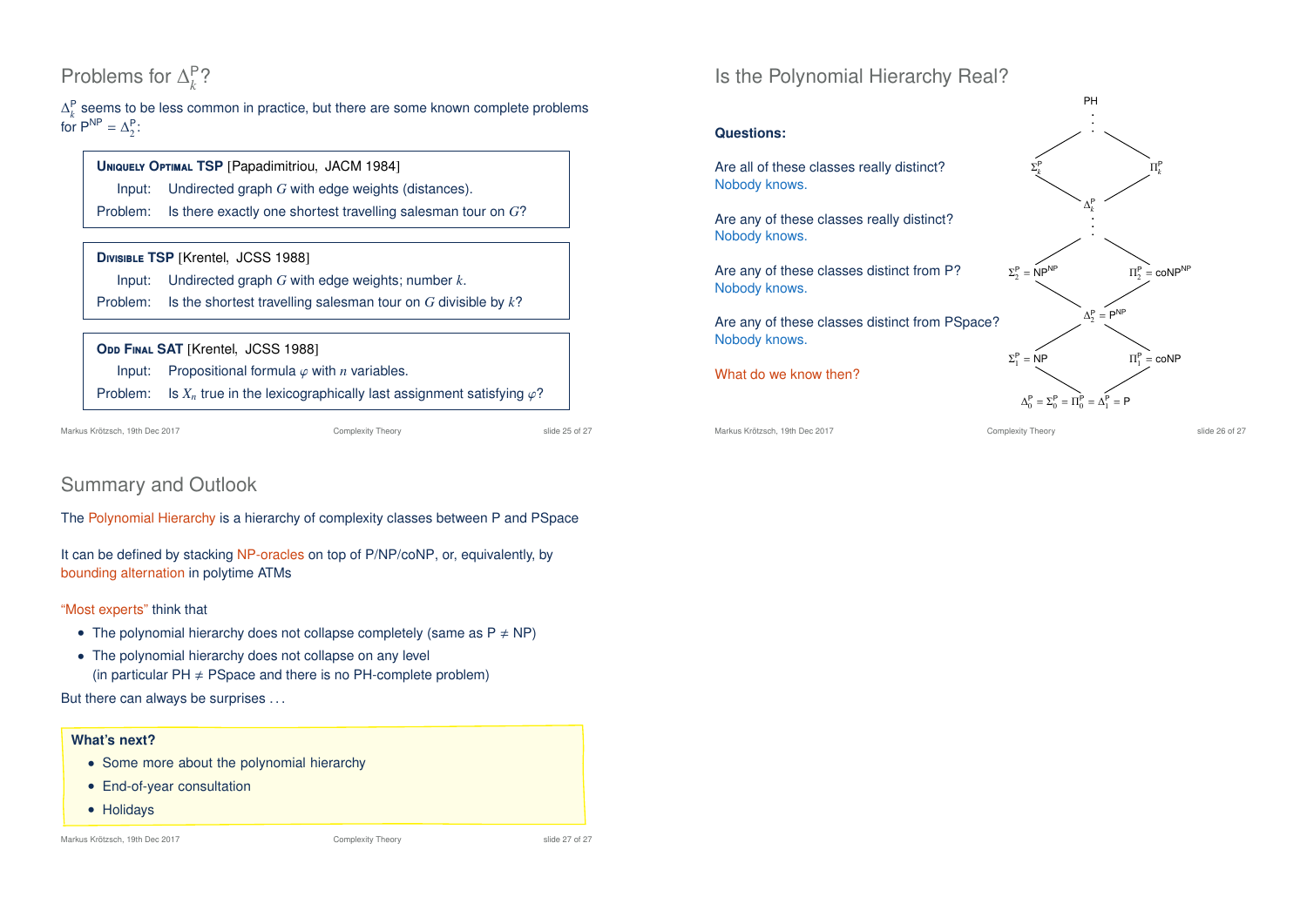## Problems for $\Delta_k^P$?

$\Delta_k^P$ seems to be less common in practice, but there are some known complete problems for $P^{NP} = \Delta_2^P$:

**Uniquely Optimal TSP** [Papadimitriou, JACM 1984]

Input: Undirected graph $G$ with edge weights (distances).

Problem: Is there exactly one shortest travelling salesman tour on $G$?

**Divisible TSP** [Krentel, JCSS 1988]

Input: Undirected graph $G$ with edge weights; number $k$.

Problem: Is the shortest travelling salesman tour on $G$ divisible by $k$?

**Odd Final SAT** [Krentel, JCSS 1988]

Input: Propositional formula $\varphi$ with $n$ variables.

Problem: Is $X_n$ true in the lexicographically last assignment satisfying $\varphi$?

## Is the Polynomial Hierarchy Real?

**Questions:**

Are all of these classes really distinct?
Nobody knows.

Are any of these classes really distinct?
Nobody knows.

Are any of these classes distinct from P?
Nobody knows.

Are any of these classes distinct from PSpace?
Nobody knows.

What do we know then?

PH

$\Sigma_k^P$ $\Pi_k^P$

$\Delta_k^P$

$\Sigma_2^P = NP^{NP}$ $\Pi_2^P = coNP^{NP}$

$\Delta_2^P = P^{NP}$

$\Sigma_1^P = NP$ $\Pi_1^P = coNP$

$\Delta_0^P = \Sigma_0^P = \Pi_0^P = \Delta_1^P = P$

## Summary and Outlook

The Polynomial Hierarchy is a hierarchy of complexity classes between P and PSpace

It can be defined by stacking NP-oracles on top of P/NP/coNP, or, equivalently, by bounding alternation in polytime ATMs

"Most experts" think that

- The polynomial hierarchy does not collapse completely (same as P ≠ NP)
- The polynomial hierarchy does not collapse on any level
  (in particular PH ≠ PSpace and there is no PH-complete problem)

But there can always be surprises . . .

**What's next?**

- Some more about the polynomial hierarchy
- End-of-year consultation
- Holidays